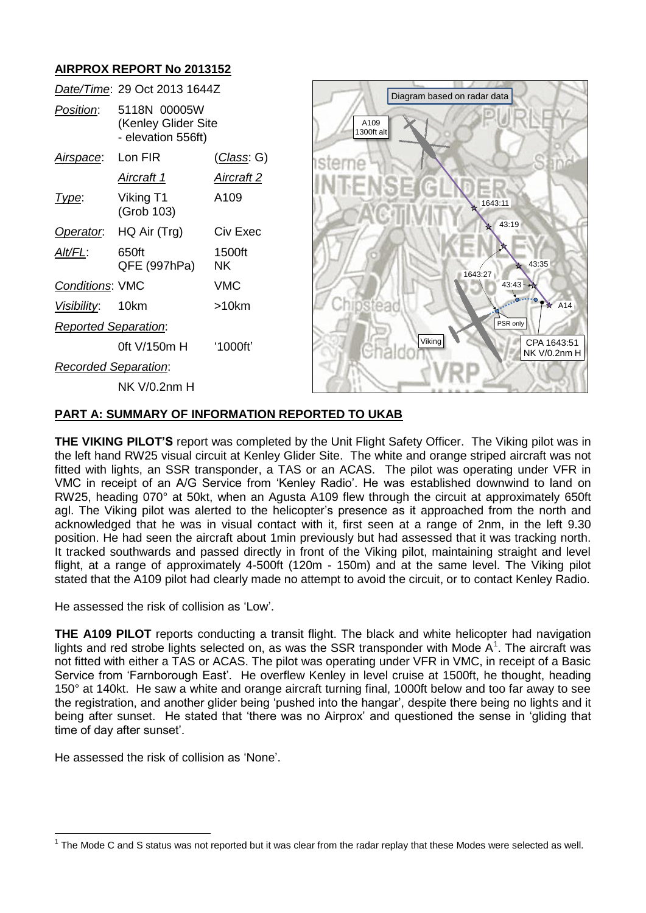## AIRPROX REPORT No 2013152

| | | |
|---|---|---|
| *Date/Time*: | 29 Oct 2013 1644Z | |
| *Position*: | 5118N 00005W (Kenley Glider Site - elevation 556ft) | |
| *Airspace*: | Lon FIR | (*Class*: G) |
| | *Aircraft 1* | *Aircraft 2* |
| *Type*: | Viking T1 (Grob 103) | A109 |
| *Operator*: | HQ Air (Trg) | Civ Exec |
| *Alt/FL*: | 650ft QFE (997hPa) | 1500ft NK |
| *Conditions*: | VMC | VMC |
| *Visibility*: | 10km | >10km |
| *Reported Separation*: | | |
| | 0ft V/150m H | '1000ft' |
| *Recorded Separation*: | | |
| | NK V/0.2nm H | |

Diagram based on radar data

A109 1300ft alt

1643:11

43:19

43:35

1643:27

43:43

A14

PSR only

Viking

CPA 1643:51 NK V/0.2nm H

## PART A: SUMMARY OF INFORMATION REPORTED TO UKAB

**THE VIKING PILOT'S** report was completed by the Unit Flight Safety Officer. The Viking pilot was in the left hand RW25 visual circuit at Kenley Glider Site. The white and orange striped aircraft was not fitted with lights, an SSR transponder, a TAS or an ACAS. The pilot was operating under VFR in VMC in receipt of an A/G Service from 'Kenley Radio'. He was established downwind to land on RW25, heading 070° at 50kt, when an Agusta A109 flew through the circuit at approximately 650ft agl. The Viking pilot was alerted to the helicopter's presence as it approached from the north and acknowledged that he was in visual contact with it, first seen at a range of 2nm, in the left 9.30 position. He had seen the aircraft about 1min previously but had assessed that it was tracking north. It tracked southwards and passed directly in front of the Viking pilot, maintaining straight and level flight, at a range of approximately 4-500ft (120m - 150m) and at the same level. The Viking pilot stated that the A109 pilot had clearly made no attempt to avoid the circuit, or to contact Kenley Radio.

He assessed the risk of collision as 'Low'.

**THE A109 PILOT** reports conducting a transit flight. The black and white helicopter had navigation lights and red strobe lights selected on, as was the SSR transponder with Mode A[1]. The aircraft was not fitted with either a TAS or ACAS. The pilot was operating under VFR in VMC, in receipt of a Basic Service from 'Farnborough East'. He overflew Kenley in level cruise at 1500ft, he thought, heading 150° at 140kt. He saw a white and orange aircraft turning final, 1000ft below and too far away to see the registration, and another glider being 'pushed into the hangar', despite there being no lights and it being after sunset. He stated that 'there was no Airprox' and questioned the sense in 'gliding that time of day after sunset'.

He assessed the risk of collision as 'None'.

---

[1] The Mode C and S status was not reported but it was clear from the radar replay that these Modes were selected as well.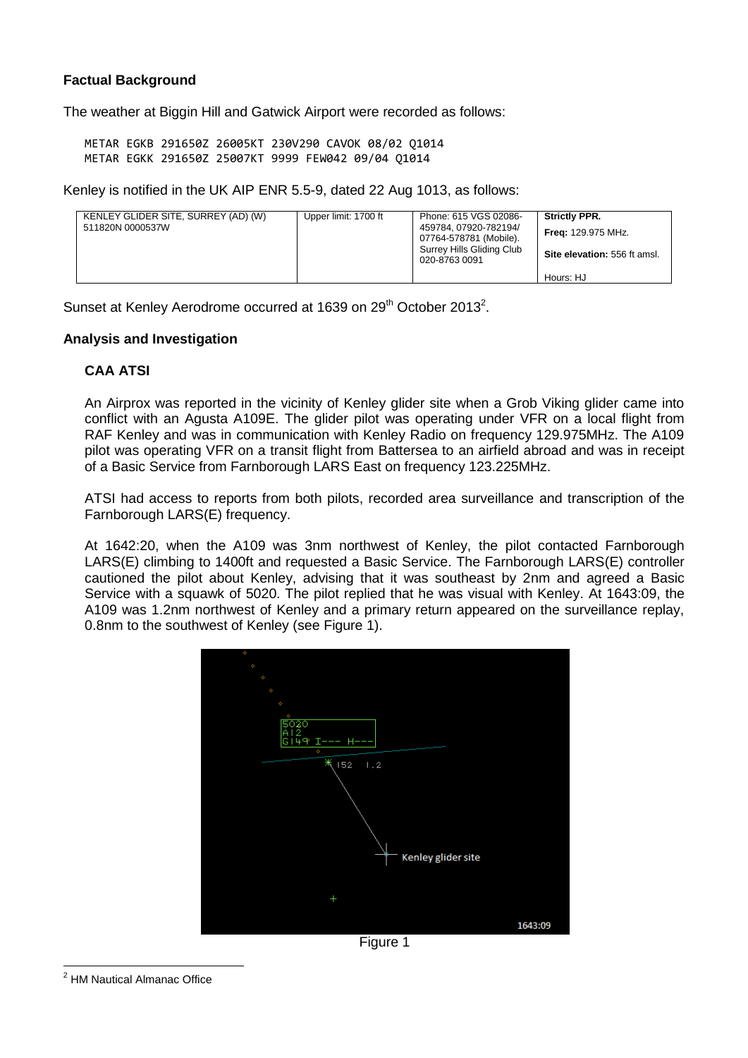**Factual Background**

The weather at Biggin Hill and Gatwick Airport were recorded as follows:

```
METAR EGKB 291650Z 26005KT 230V290 CAVOK 08/02 Q1014
METAR EGKK 291650Z 25007KT 9999 FEW042 09/04 Q1014
```

Kenley is notified in the UK AIP ENR 5.5-9, dated 22 Aug 1013, as follows:

| KENLEY GLIDER SITE, SURREY (AD) (W) 511820N 0000537W | Upper limit: 1700 ft | Phone: 615 VGS 02086-459784, 07920-782194/ 07764-578781 (Mobile). Surrey Hills Gliding Club 020-8763 0091 | **Strictly PPR.** **Freq:** 129.975 MHz. **Site elevation:** 556 ft amsl. Hours: HJ |
|---|---|---|---|

Sunset at Kenley Aerodrome occurred at 1639 on 29th October 2013[2].

**Analysis and Investigation**

**CAA ATSI**

An Airprox was reported in the vicinity of Kenley glider site when a Grob Viking glider came into conflict with an Agusta A109E. The glider pilot was operating under VFR on a local flight from RAF Kenley and was in communication with Kenley Radio on frequency 129.975MHz. The A109 pilot was operating VFR on a transit flight from Battersea to an airfield abroad and was in receipt of a Basic Service from Farnborough LARS East on frequency 123.225MHz.

ATSI had access to reports from both pilots, recorded area surveillance and transcription of the Farnborough LARS(E) frequency.

At 1642:20, when the A109 was 3nm northwest of Kenley, the pilot contacted Farnborough LARS(E) climbing to 1400ft and requested a Basic Service. The Farnborough LARS(E) controller cautioned the pilot about Kenley, advising that it was southeast by 2nm and agreed a Basic Service with a squawk of 5020. The pilot replied that he was visual with Kenley. At 1643:09, the A109 was 1.2nm northwest of Kenley and a primary return appeared on the surveillance replay, 0.8nm to the southwest of Kenley (see Figure 1).

Figure 1

[2] HM Nautical Almanac Office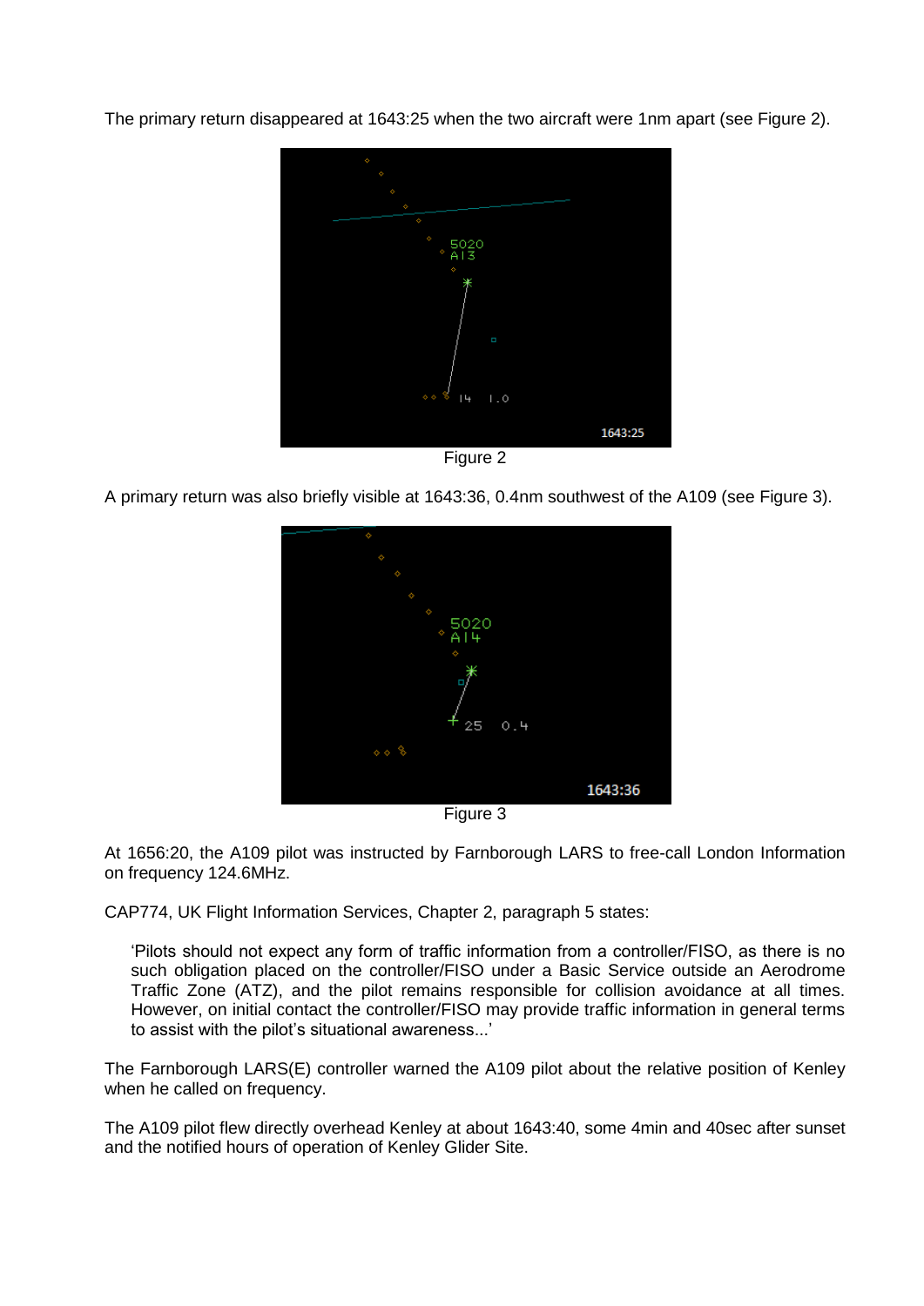The primary return disappeared at 1643:25 when the two aircraft were 1nm apart (see Figure 2).

Figure 2

A primary return was also briefly visible at 1643:36, 0.4nm southwest of the A109 (see Figure 3).

Figure 3

At 1656:20, the A109 pilot was instructed by Farnborough LARS to free-call London Information on frequency 124.6MHz.

CAP774, UK Flight Information Services, Chapter 2, paragraph 5 states:

> 'Pilots should not expect any form of traffic information from a controller/FISO, as there is no such obligation placed on the controller/FISO under a Basic Service outside an Aerodrome Traffic Zone (ATZ), and the pilot remains responsible for collision avoidance at all times. However, on initial contact the controller/FISO may provide traffic information in general terms to assist with the pilot's situational awareness...'

The Farnborough LARS(E) controller warned the A109 pilot about the relative position of Kenley when he called on frequency.

The A109 pilot flew directly overhead Kenley at about 1643:40, some 4min and 40sec after sunset and the notified hours of operation of Kenley Glider Site.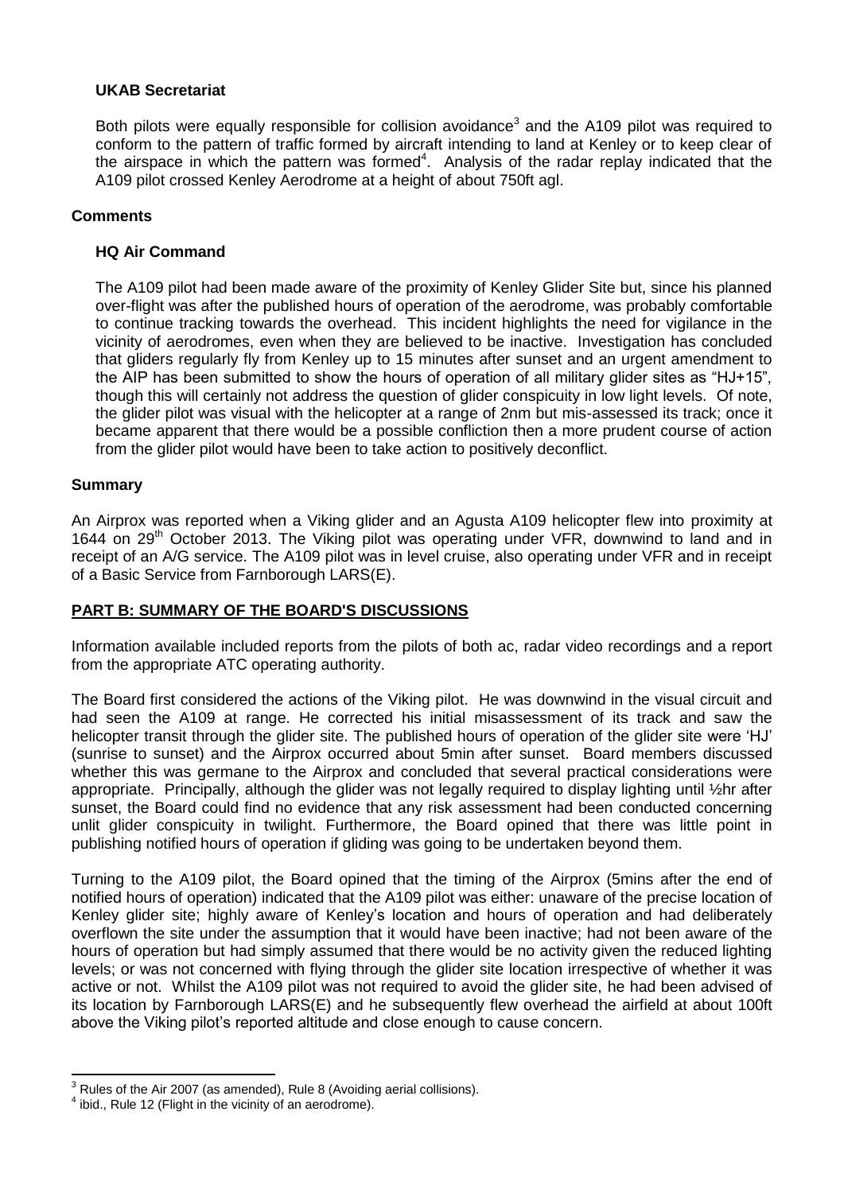### UKAB Secretariat

Both pilots were equally responsible for collision avoidance[3] and the A109 pilot was required to conform to the pattern of traffic formed by aircraft intending to land at Kenley or to keep clear of the airspace in which the pattern was formed[4]. Analysis of the radar replay indicated that the A109 pilot crossed Kenley Aerodrome at a height of about 750ft agl.

## Comments

### HQ Air Command

The A109 pilot had been made aware of the proximity of Kenley Glider Site but, since his planned over-flight was after the published hours of operation of the aerodrome, was probably comfortable to continue tracking towards the overhead. This incident highlights the need for vigilance in the vicinity of aerodromes, even when they are believed to be inactive. Investigation has concluded that gliders regularly fly from Kenley up to 15 minutes after sunset and an urgent amendment to the AIP has been submitted to show the hours of operation of all military glider sites as "HJ+15", though this will certainly not address the question of glider conspicuity in low light levels. Of note, the glider pilot was visual with the helicopter at a range of 2nm but mis-assessed its track; once it became apparent that there would be a possible confliction then a more prudent course of action from the glider pilot would have been to take action to positively deconflict.

## Summary

An Airprox was reported when a Viking glider and an Agusta A109 helicopter flew into proximity at 1644 on 29th October 2013. The Viking pilot was operating under VFR, downwind to land and in receipt of an A/G service. The A109 pilot was in level cruise, also operating under VFR and in receipt of a Basic Service from Farnborough LARS(E).

## PART B: SUMMARY OF THE BOARD'S DISCUSSIONS

Information available included reports from the pilots of both ac, radar video recordings and a report from the appropriate ATC operating authority.

The Board first considered the actions of the Viking pilot. He was downwind in the visual circuit and had seen the A109 at range. He corrected his initial misassessment of its track and saw the helicopter transit through the glider site. The published hours of operation of the glider site were 'HJ' (sunrise to sunset) and the Airprox occurred about 5min after sunset. Board members discussed whether this was germane to the Airprox and concluded that several practical considerations were appropriate. Principally, although the glider was not legally required to display lighting until ½hr after sunset, the Board could find no evidence that any risk assessment had been conducted concerning unlit glider conspicuity in twilight. Furthermore, the Board opined that there was little point in publishing notified hours of operation if gliding was going to be undertaken beyond them.

Turning to the A109 pilot, the Board opined that the timing of the Airprox (5mins after the end of notified hours of operation) indicated that the A109 pilot was either: unaware of the precise location of Kenley glider site; highly aware of Kenley's location and hours of operation and had deliberately overflown the site under the assumption that it would have been inactive; had not been aware of the hours of operation but had simply assumed that there would be no activity given the reduced lighting levels; or was not concerned with flying through the glider site location irrespective of whether it was active or not. Whilst the A109 pilot was not required to avoid the glider site, he had been advised of its location by Farnborough LARS(E) and he subsequently flew overhead the airfield at about 100ft above the Viking pilot's reported altitude and close enough to cause concern.

---

[3] Rules of the Air 2007 (as amended), Rule 8 (Avoiding aerial collisions).

[4] ibid., Rule 12 (Flight in the vicinity of an aerodrome).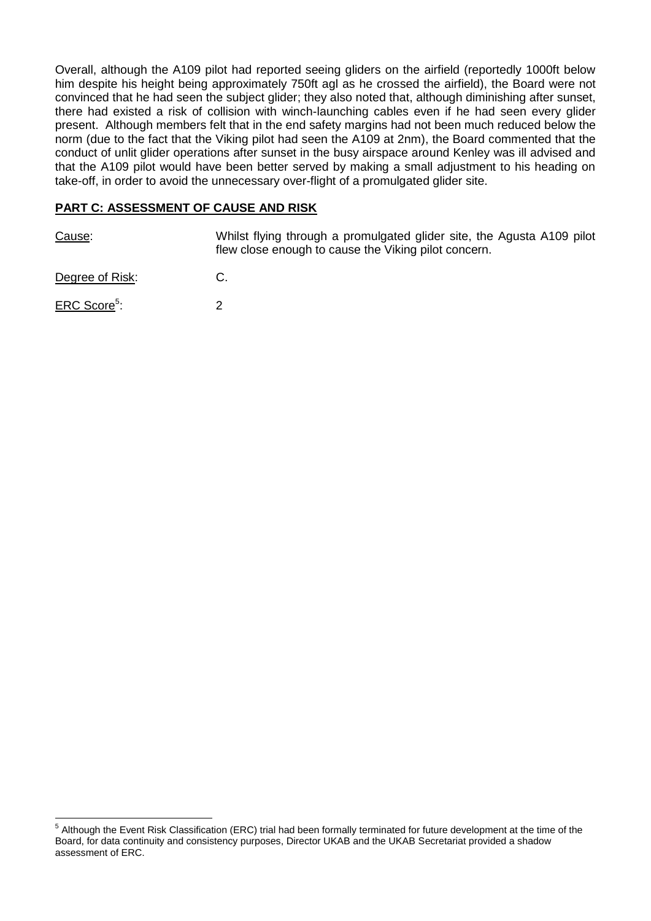Overall, although the A109 pilot had reported seeing gliders on the airfield (reportedly 1000ft below him despite his height being approximately 750ft agl as he crossed the airfield), the Board were not convinced that he had seen the subject glider; they also noted that, although diminishing after sunset, there had existed a risk of collision with winch-launching cables even if he had seen every glider present. Although members felt that in the end safety margins had not been much reduced below the norm (due to the fact that the Viking pilot had seen the A109 at 2nm), the Board commented that the conduct of unlit glider operations after sunset in the busy airspace around Kenley was ill advised and that the A109 pilot would have been better served by making a small adjustment to his heading on take-off, in order to avoid the unnecessary over-flight of a promulgated glider site.

## PART C: ASSESSMENT OF CAUSE AND RISK

Cause: Whilst flying through a promulgated glider site, the Agusta A109 pilot flew close enough to cause the Viking pilot concern.

Degree of Risk: C.

ERC Score[5]: 2

[5] Although the Event Risk Classification (ERC) trial had been formally terminated for future development at the time of the Board, for data continuity and consistency purposes, Director UKAB and the UKAB Secretariat provided a shadow assessment of ERC.